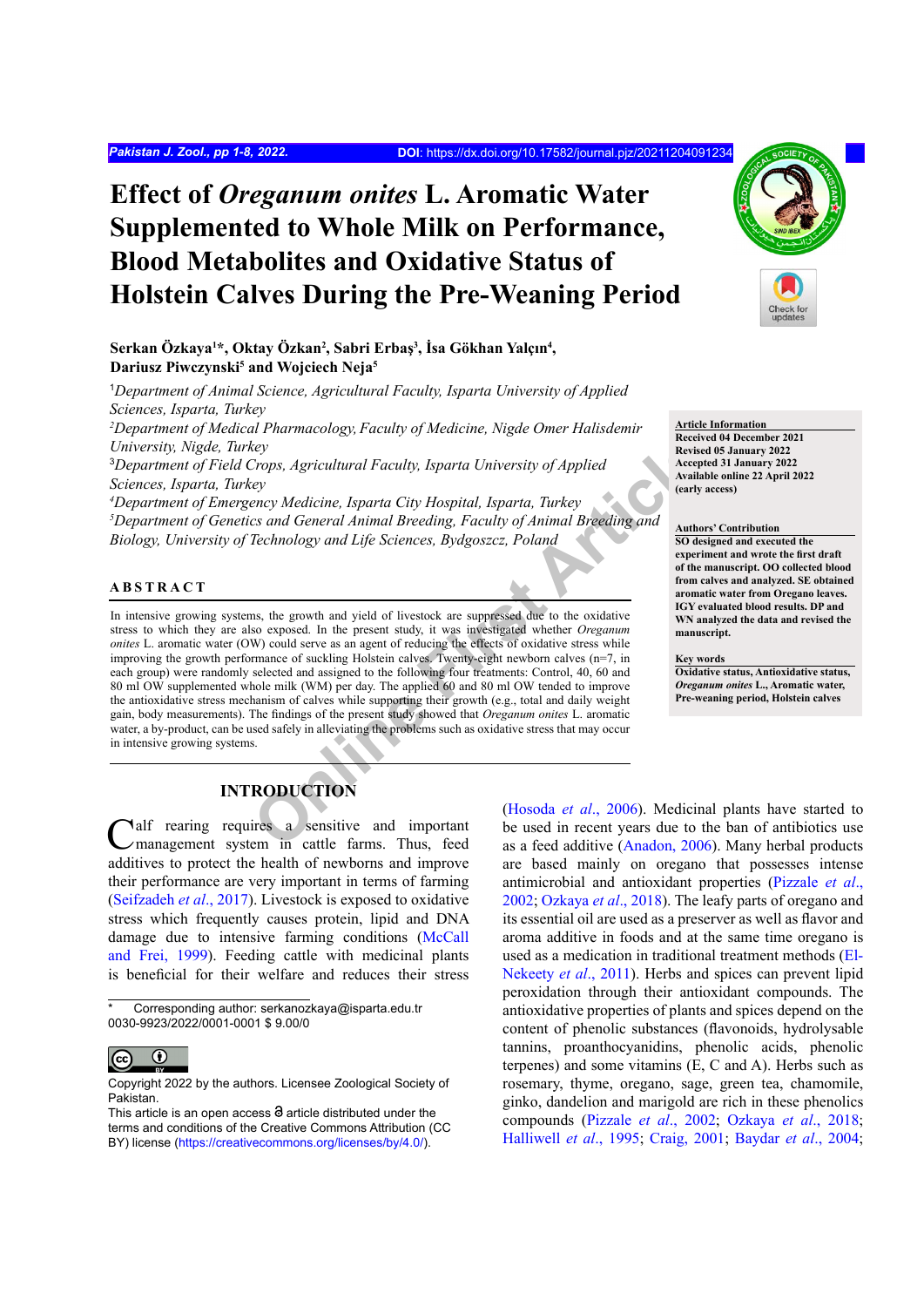# Effect of *Oreganum onites* L. Aromatic Water Supplemented to Whole Milk on Performance, Blood Metabolites and Oxidative Status of Holstein Calves During the Pre-Weaning Period

**Serkan Özkaya[1]*, Oktay Özkan[2], Sabri Erbaş[3], İsa Gökhan Yalçın[4], Dariusz Piwczynski[5] and Wojciech Neja[5]**

[1]*Department of Animal Science, Agricultural Faculty, Isparta University of Applied Sciences, Isparta, Turkey*
[2]*Department of Medical Pharmacology, Faculty of Medicine, Nigde Omer Halisdemir University, Nigde, Turkey*
[3]*Department of Field Crops, Agricultural Faculty, Isparta University of Applied Sciences, Isparta, Turkey*
[4]*Department of Emergency Medicine, Isparta City Hospital, Isparta, Turkey*
[5]*Department of Genetics and General Animal Breeding, Faculty of Animal Breeding and Biology, University of Technology and Life Sciences, Bydgoszcz, Poland*

**Article Information**
Received 04 December 2021
Revised 05 January 2022
Accepted 31 January 2022
Available online 22 April 2022
(early access)

**Authors' Contribution**
SO designed and executed the experiment and wrote the first draft of the manuscript. OO collected blood from calves and analyzed. SE obtained aromatic water from Oregano leaves. IGY evaluated blood results. DP and WN analyzed the data and revised the manuscript.

**Key words**
Oxidative status, Antioxidative status, *Oreganum onites* L., Aromatic water, Pre-weaning period, Holstein calves

## ABSTRACT

In intensive growing systems, the growth and yield of livestock are suppressed due to the oxidative stress to which they are also exposed. In the present study, it was investigated whether *Oreganum onites* L. aromatic water (OW) could serve as an agent of reducing the effects of oxidative stress while improving the growth performance of suckling Holstein calves. Twenty-eight newborn calves (n=7, in each group) were randomly selected and assigned to the following four treatments: Control, 40, 60 and 80 ml OW supplemented whole milk (WM) per day. The applied 60 and 80 ml OW tended to improve the antioxidative stress mechanism of calves while supporting their growth (e.g., total and daily weight gain, body measurements). The findings of the present study showed that *Oreganum onites* L. aromatic water, a by-product, can be used safely in alleviating the problems such as oxidative stress that may occur in intensive growing systems.

## INTRODUCTION

Calf rearing requires a sensitive and important management system in cattle farms. Thus, feed additives to protect the health of newborns and improve their performance are very important in terms of farming (Seifzadeh *et al*., 2017). Livestock is exposed to oxidative stress which frequently causes protein, lipid and DNA damage due to intensive farming conditions (McCall and Frei, 1999). Feeding cattle with medicinal plants is beneficial for their welfare and reduces their stress (Hosoda *et al*., 2006). Medicinal plants have started to be used in recent years due to the ban of antibiotics use as a feed additive (Anadon, 2006). Many herbal products are based mainly on oregano that possesses intense antimicrobial and antioxidant properties (Pizzale *et al*., 2002; Ozkaya *et al*., 2018). The leafy parts of oregano and its essential oil are used as a preserver as well as flavor and aroma additive in foods and at the same time oregano is used as a medication in traditional treatment methods (El-Nekeety *et al*., 2011). Herbs and spices can prevent lipid peroxidation through their antioxidant compounds. The antioxidative properties of plants and spices depend on the content of phenolic substances (flavonoids, hydrolysable tannins, proanthocyanidins, phenolic acids, phenolic terpenes) and some vitamins (E, C and A). Herbs such as rosemary, thyme, oregano, sage, green tea, chamomile, ginko, dandelion and marigold are rich in these phenolics compounds (Pizzale *et al*., 2002; Ozkaya *et al*., 2018; Halliwell *et al*., 1995; Craig, 2001; Baydar *et al*., 2004;

\* Corresponding author: serkanozkaya@isparta.edu.tr
0030-9923/2022/0001-0001 $ 9.00/0

Copyright 2022 by the authors. Licensee Zoological Society of Pakistan.
This article is an open access article distributed under the terms and conditions of the Creative Commons Attribution (CC BY) license (https://creativecommons.org/licenses/by/4.0/).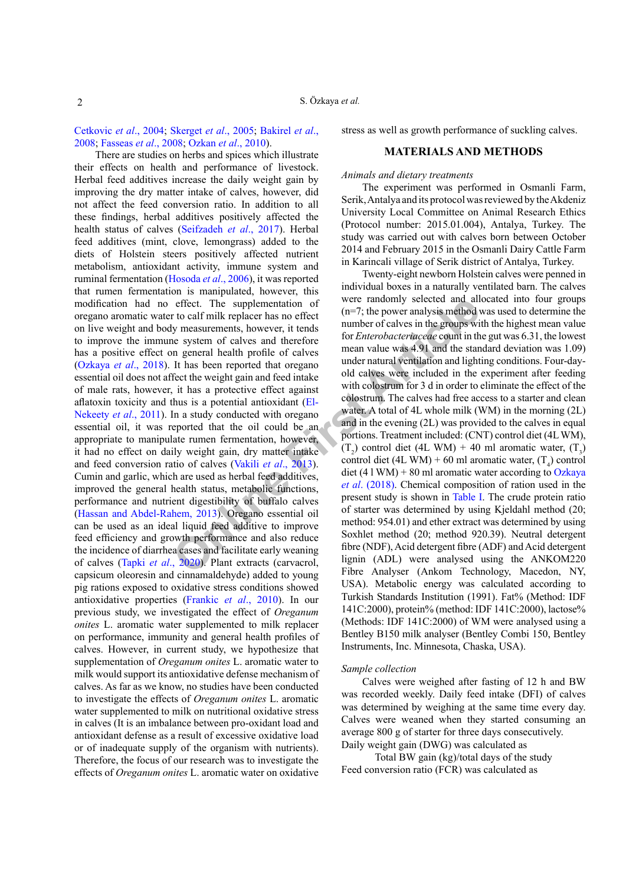Cetkovic *et al*., 2004; Skerget *et al*., 2005; Bakirel *et al*., 2008; Fasseas *et al*., 2008; Ozkan *et al*., 2010).

There are studies on herbs and spices which illustrate their effects on health and performance of livestock. Herbal feed additives increase the daily weight gain by improving the dry matter intake of calves, however, did not affect the feed conversion ratio. In addition to all these findings, herbal additives positively affected the health status of calves (Seifzadeh *et al*., 2017). Herbal feed additives (mint, clove, lemongrass) added to the diets of Holstein steers positively affected nutrient metabolism, antioxidant activity, immune system and ruminal fermentation (Hosoda *et al*., 2006), it was reported that rumen fermentation is manipulated, however, this modification had no effect. The supplementation of oregano aromatic water to calf milk replacer has no effect on live weight and body measurements, however, it tends to improve the immune system of calves and therefore has a positive effect on general health profile of calves (Ozkaya *et al*., 2018). It has been reported that oregano essential oil does not affect the weight gain and feed intake of male rats, however, it has a protective effect against aflatoxin toxicity and thus is a potential antioxidant (El-Nekeety *et al*., 2011). In a study conducted with oregano essential oil, it was reported that the oil could be an appropriate to manipulate rumen fermentation, however, it had no effect on daily weight gain, dry matter intake and feed conversion ratio of calves (Vakili *et al*., 2013). Cumin and garlic, which are used as herbal feed additives, improved the general health status, metabolic functions, performance and nutrient digestibility of buffalo calves (Hassan and Abdel-Rahem, 2013). Oregano essential oil can be used as an ideal liquid feed additive to improve feed efficiency and growth performance and also reduce the incidence of diarrhea cases and facilitate early weaning of calves (Tapki *et al*., 2020). Plant extracts (carvacrol, capsicum oleoresin and cinnamaldehyde) added to young pig rations exposed to oxidative stress conditions showed antioxidative properties (Frankic *et al*., 2010). In our previous study, we investigated the effect of *Oreganum onites* L. aromatic water supplemented to milk replacer on performance, immunity and general health profiles of calves. However, in current study, we hypothesize that supplementation of *Oreganum onites* L. aromatic water to milk would support its antioxidative defense mechanism of calves. As far as we know, no studies have been conducted to investigate the effects of *Oreganum onites* L. aromatic water supplemented to milk on nutritional oxidative stress in calves (It is an imbalance between pro-oxidant load and antioxidant defense as a result of excessive oxidative load or of inadequate supply of the organism with nutrients). Therefore, the focus of our research was to investigate the effects of *Oreganum onites* L. aromatic water on oxidative stress as well as growth performance of suckling calves.

## MATERIALS AND METHODS

### *Animals and dietary treatments*

The experiment was performed in Osmanli Farm, Serik, Antalya and its protocol was reviewed by the Akdeniz University Local Committee on Animal Research Ethics (Protocol number: 2015.01.004), Antalya, Turkey. The study was carried out with calves born between October 2014 and February 2015 in the Osmanli Dairy Cattle Farm in Karincali village of Serik district of Antalya, Turkey.

Twenty-eight newborn Holstein calves were penned in individual boxes in a naturally ventilated barn. The calves were randomly selected and allocated into four groups (n=7; the power analysis method was used to determine the number of calves in the groups with the highest mean value for *Enterobacteriaceae* count in the gut was 6.31, the lowest mean value was 4.91 and the standard deviation was 1.09) under natural ventilation and lighting conditions. Four-day-old calves were included in the experiment after feeding with colostrum for 3 d in order to eliminate the effect of the colostrum. The calves had free access to a starter and clean water. A total of 4L whole milk (WM) in the morning (2L) and in the evening (2L) was provided to the calves in equal portions. Treatment included: (CNT) control diet (4L WM), ($T_2$) control diet (4L WM) + 40 ml aromatic water, ($T_3$) control diet (4L WM) + 60 ml aromatic water, ($T_4$) control diet (4 l WM) + 80 ml aromatic water according to Ozkaya *et al*. (2018). Chemical composition of ration used in the present study is shown in Table I. The crude protein ratio of starter was determined by using Kjeldahl method (20; method: 954.01) and ether extract was determined by using Soxhlet method (20; method 920.39). Neutral detergent fibre (NDF), Acid detergent fibre (ADF) and Acid detergent lignin (ADL) were analysed using the ANKOM220 Fibre Analyser (Ankom Technology, Macedon, NY, USA). Metabolic energy was calculated according to Turkish Standards Institution (1991). Fat% (Method: IDF 141C:2000), protein% (method: IDF 141C:2000), lactose% (Methods: IDF 141C:2000) of WM were analysed using a Bentley B150 milk analyser (Bentley Combi 150, Bentley Instruments, Inc. Minnesota, Chaska, USA).

### *Sample collection*

Calves were weighed after fasting of 12 h and BW was recorded weekly. Daily feed intake (DFI) of calves was determined by weighing at the same time every day. Calves were weaned when they started consuming an average 800 g of starter for three days consecutively.

Daily weight gain (DWG) was calculated as

Total BW gain (kg)/total days of the study

Feed conversion ratio (FCR) was calculated as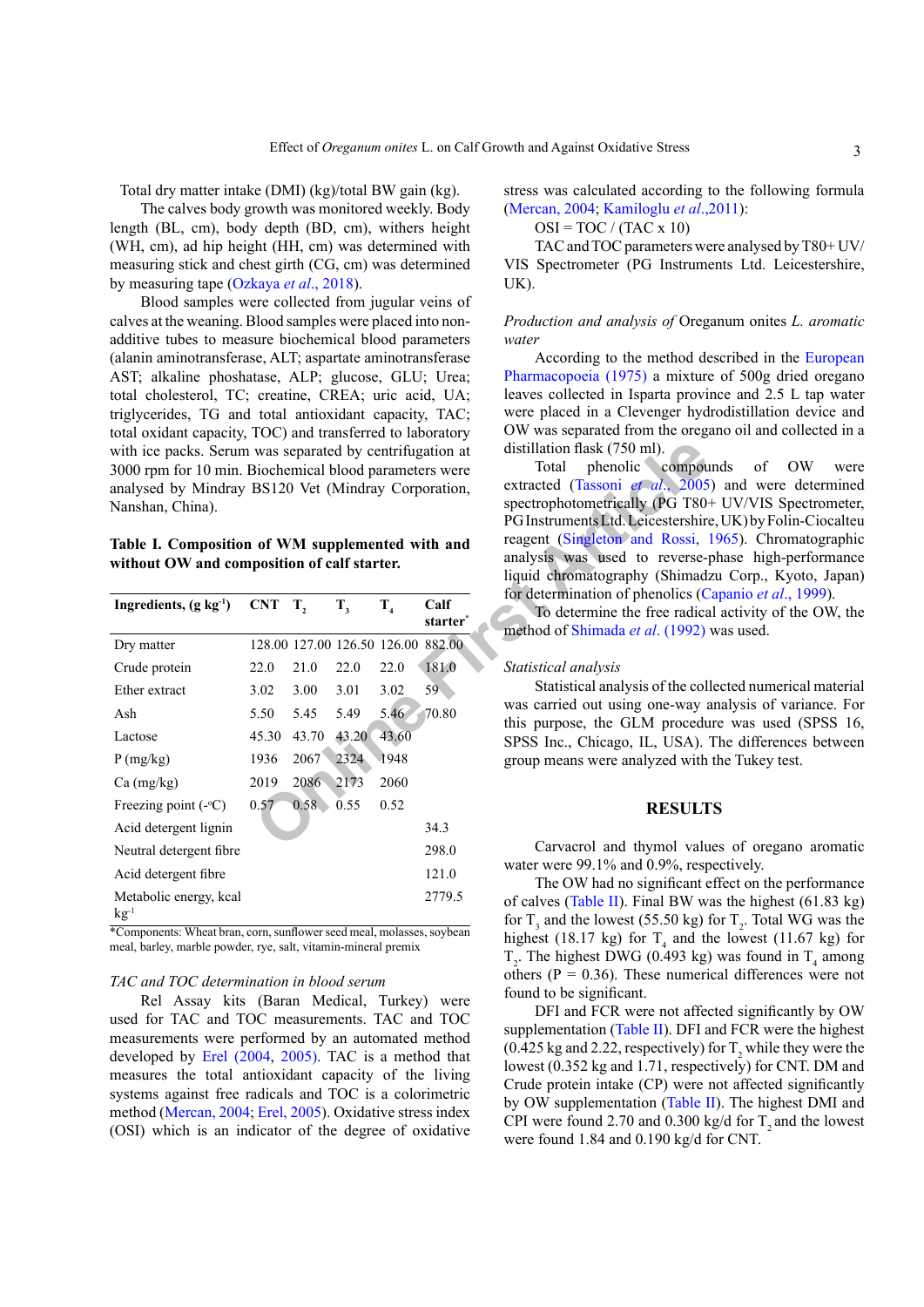Total dry matter intake (DMI) (kg)/total BW gain (kg).

The calves body growth was monitored weekly. Body length (BL, cm), body depth (BD, cm), withers height (WH, cm), ad hip height (HH, cm) was determined with measuring stick and chest girth (CG, cm) was determined by measuring tape (Ozkaya *et al*., 2018).

Blood samples were collected from jugular veins of calves at the weaning. Blood samples were placed into non-additive tubes to measure biochemical blood parameters (alanin aminotransferase, ALT; aspartate aminotransferase AST; alkaline phoshatase, ALP; glucose, GLU; Urea; total cholesterol, TC; creatine, CREA; uric acid, UA; triglycerides, TG and total antioxidant capacity, TAC; total oxidant capacity, TOC) and transferred to laboratory with ice packs. Serum was separated by centrifugation at 3000 rpm for 10 min. Biochemical blood parameters were analysed by Mindray BS120 Vet (Mindray Corporation, Nanshan, China).

**Table I. Composition of WM supplemented with and without OW and composition of calf starter.**

| Ingredients, (g kg$^{-1}$) | CNT | $T_2$ | $T_3$ | $T_4$ | Calf starter* |
|---|---|---|---|---|---|
| Dry matter | 128.00 | 127.00 | 126.50 | 126.00 | 882.00 |
| Crude protein | 22.0 | 21.0 | 22.0 | 22.0 | 181.0 |
| Ether extract | 3.02 | 3.00 | 3.01 | 3.02 | 59 |
| Ash | 5.50 | 5.45 | 5.49 | 5.46 | 70.80 |
| Lactose | 45.30 | 43.70 | 43.20 | 43.60 | |
| P (mg/kg) | 1936 | 2067 | 2324 | 1948 | |
| Ca (mg/kg) | 2019 | 2086 | 2173 | 2060 | |
| Freezing point (-°C) | 0.57 | 0.58 | 0.55 | 0.52 | |
| Acid detergent lignin | | | | | 34.3 |
| Neutral detergent fibre | | | | | 298.0 |
| Acid detergent fibre | | | | | 121.0 |
| Metabolic energy, kcal kg$^{-1}$ | | | | | 2779.5 |

*Components: Wheat bran, corn, sunflower seed meal, molasses, soybean meal, barley, marble powder, rye, salt, vitamin-mineral premix

*TAC and TOC determination in blood serum*

Rel Assay kits (Baran Medical, Turkey) were used for TAC and TOC measurements. TAC and TOC measurements were performed by an automated method developed by Erel (2004, 2005). TAC is a method that measures the total antioxidant capacity of the living systems against free radicals and TOC is a colorimetric method (Mercan, 2004; Erel, 2005). Oxidative stress index (OSI) which is an indicator of the degree of oxidative stress was calculated according to the following formula (Mercan, 2004; Kamiloglu *et al*.,2011):

OSI = TOC / (TAC x 10)

TAC and TOC parameters were analysed by T80+ UV/VIS Spectrometer (PG Instruments Ltd. Leicestershire, UK).

*Production and analysis of* Oreganum onites *L. aromatic water*

According to the method described in the European Pharmacopoeia (1975) a mixture of 500g dried oregano leaves collected in Isparta province and 2.5 L tap water were placed in a Clevenger hydrodistillation device and OW was separated from the oregano oil and collected in a distillation flask (750 ml).

Total phenolic compounds of OW were extracted (Tassoni *et al*., 2005) and were determined spectrophotometrically (PG T80+ UV/VIS Spectrometer, PG Instruments Ltd. Leicestershire, UK) by Folin-Ciocalteu reagent (Singleton and Rossi, 1965). Chromatographic analysis was used to reverse-phase high-performance liquid chromatography (Shimadzu Corp., Kyoto, Japan) for determination of phenolics (Capanio *et al*., 1999).

To determine the free radical activity of the OW, the method of Shimada *et al*. (1992) was used.

*Statistical analysis*

Statistical analysis of the collected numerical material was carried out using one-way analysis of variance. For this purpose, the GLM procedure was used (SPSS 16, SPSS Inc., Chicago, IL, USA). The differences between group means were analyzed with the Tukey test.

## RESULTS

Carvacrol and thymol values of oregano aromatic water were 99.1% and 0.9%, respectively.

The OW had no significant effect on the performance of calves (Table II). Final BW was the highest (61.83 kg) for $T_3$ and the lowest (55.50 kg) for $T_2$. Total WG was the highest (18.17 kg) for $T_4$ and the lowest (11.67 kg) for $T_2$. The highest DWG (0.493 kg) was found in $T_4$ among others (P = 0.36). These numerical differences were not found to be significant.

DFI and FCR were not affected significantly by OW supplementation (Table II). DFI and FCR were the highest (0.425 kg and 2.22, respectively) for $T_2$ while they were the lowest (0.352 kg and 1.71, respectively) for CNT. DM and Crude protein intake (CP) were not affected significantly by OW supplementation (Table II). The highest DMI and CPI were found 2.70 and 0.300 kg/d for $T_2$ and the lowest were found 1.84 and 0.190 kg/d for CNT.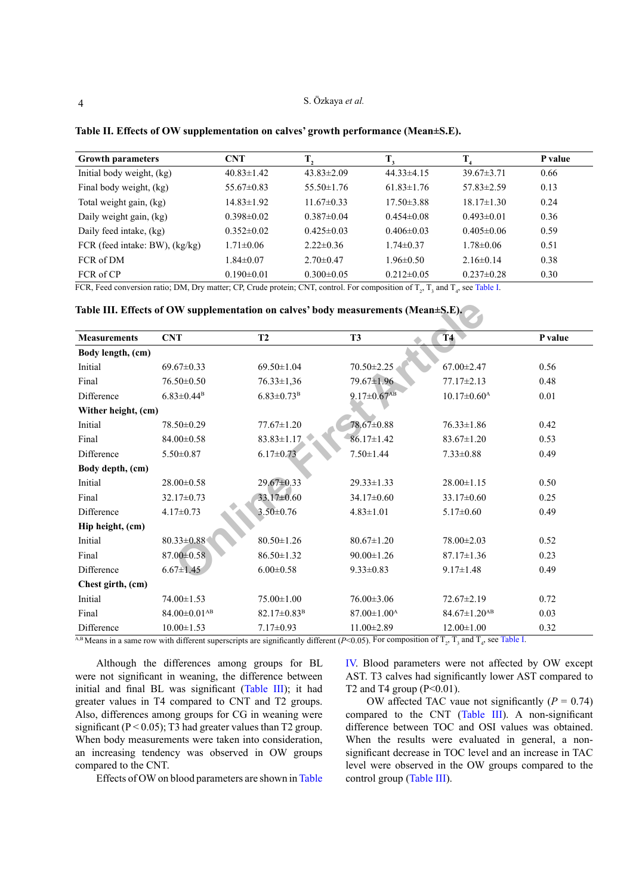**Table II. Effects of OW supplementation on calves' growth performance (Mean±S.E).**

| Growth parameters | CNT | $T_2$ | $T_3$ | $T_4$ | P value |
|---|---|---|---|---|---|
| Initial body weight, (kg) | 40.83±1.42 | 43.83±2.09 | 44.33±4.15 | 39.67±3.71 | 0.66 |
| Final body weight, (kg) | 55.67±0.83 | 55.50±1.76 | 61.83±1.76 | 57.83±2.59 | 0.13 |
| Total weight gain, (kg) | 14.83±1.92 | 11.67±0.33 | 17.50±3.88 | 18.17±1.30 | 0.24 |
| Daily weight gain, (kg) | 0.398±0.02 | 0.387±0.04 | 0.454±0.08 | 0.493±0.01 | 0.36 |
| Daily feed intake, (kg) | 0.352±0.02 | 0.425±0.03 | 0.406±0.03 | 0.405±0.06 | 0.59 |
| FCR (feed intake: BW), (kg/kg) | 1.71±0.06 | 2.22±0.36 | 1.74±0.37 | 1.78±0.06 | 0.51 |
| FCR of DM | 1.84±0.07 | 2.70±0.47 | 1.96±0.50 | 2.16±0.14 | 0.38 |
| FCR of CP | 0.190±0.01 | 0.300±0.05 | 0.212±0.05 | 0.237±0.28 | 0.30 |

FCR, Feed conversion ratio; DM, Dry matter; CP, Crude protein; CNT, control. For composition of $T_2$, $T_3$ and $T_4$, see Table I.

**Table III. Effects of OW supplementation on calves' body measurements (Mean±S.E).**

| Measurements | CNT | T2 | T3 | T4 | P value |
|---|---|---|---|---|---|
| **Body length, (cm)** | | | | | |
| Initial | 69.67±0.33 | 69.50±1.04 | 70.50±2.25 | 67.00±2.47 | 0.56 |
| Final | 76.50±0.50 | 76.33±1,36 | 79.67±1.96 | 77.17±2.13 | 0.48 |
| Difference | 6.83±0.44$^{B}$ | 6.83±0.73$^{B}$ | 9.17±0.67$^{AB}$ | 10.17±0.60$^{A}$ | 0.01 |
| **Wither height, (cm)** | | | | | |
| Initial | 78.50±0.29 | 77.67±1.20 | 78.67±0.88 | 76.33±1.86 | 0.42 |
| Final | 84.00±0.58 | 83.83±1.17 | 86.17±1.42 | 83.67±1.20 | 0.53 |
| Difference | 5.50±0.87 | 6.17±0.73 | 7.50±1.44 | 7.33±0.88 | 0.49 |
| **Body depth, (cm)** | | | | | |
| Initial | 28.00±0.58 | 29.67±0.33 | 29.33±1.33 | 28.00±1.15 | 0.50 |
| Final | 32.17±0.73 | 33.17±0.60 | 34.17±0.60 | 33.17±0.60 | 0.25 |
| Difference | 4.17±0.73 | 3.50±0.76 | 4.83±1.01 | 5.17±0.60 | 0.49 |
| **Hip height, (cm)** | | | | | |
| Initial | 80.33±0.88 | 80.50±1.26 | 80.67±1.20 | 78.00±2.03 | 0.52 |
| Final | 87.00±0.58 | 86.50±1.32 | 90.00±1.26 | 87.17±1.36 | 0.23 |
| Difference | 6.67±1.45 | 6.00±0.58 | 9.33±0.83 | 9.17±1.48 | 0.49 |
| **Chest girth, (cm)** | | | | | |
| Initial | 74.00±1.53 | 75.00±1.00 | 76.00±3.06 | 72.67±2.19 | 0.72 |
| Final | 84.00±0.01$^{AB}$ | 82.17±0.83$^{B}$ | 87.00±1.00$^{A}$ | 84.67±1.20$^{AB}$ | 0.03 |
| Difference | 10.00±1.53 | 7.17±0.93 | 11.00±2.89 | 12.00±1.00 | 0.32 |

$^{A,B}$Means in a same row with different superscripts are significantly different ($P$<0.05). For composition of $T_2$, $T_3$ and $T_4$, see Table I.

Although the differences among groups for BL were not significant in weaning, the difference between initial and final BL was significant (Table III); it had greater values in T4 compared to CNT and T2 groups. Also, differences among groups for CG in weaning were significant ($P < 0.05$); T3 had greater values than T2 group. When body measurements were taken into consideration, an increasing tendency was observed in OW groups compared to the CNT.

Effects of OW on blood parameters are shown in Table IV. Blood parameters were not affected by OW except AST. T3 calves had significantly lower AST compared to T2 and T4 group ($P<0.01$).

OW affected TAC vaue not significantly ($P = 0.74$) compared to the CNT (Table III). A non-significant difference between TOC and OSI values was obtained. When the results were evaluated in general, a non-significant decrease in TOC level and an increase in TAC level were observed in the OW groups compared to the control group (Table III).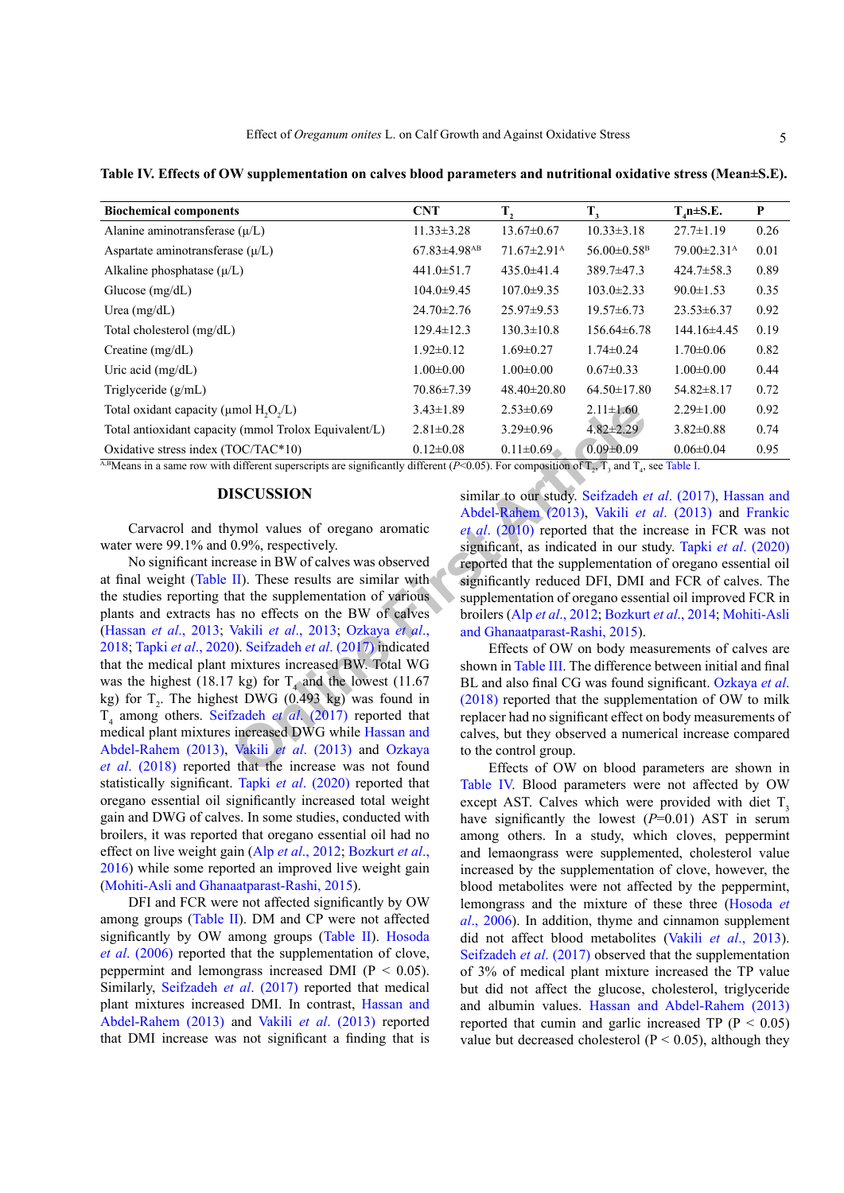**Table IV. Effects of OW supplementation on calves blood parameters and nutritional oxidative stress (Mean±S.E).**

| Biochemical components | CNT | $T_2$ | $T_3$ | $T_4$n±S.E. | P |
|---|---|---|---|---|---|
| Alanine aminotransferase (μ/L) | 11.33±3.28 | 13.67±0.67 | 10.33±3.18 | 27.7±1.19 | 0.26 |
| Aspartate aminotransferase (μ/L) | 67.83±4.98$^{AB}$ | 71.67±2.91$^{A}$ | 56.00±0.58$^{B}$ | 79.00±2.31$^{A}$ | 0.01 |
| Alkaline phosphatase (μ/L) | 441.0±51.7 | 435.0±41.4 | 389.7±47.3 | 424.7±58.3 | 0.89 |
| Glucose (mg/dL) | 104.0±9.45 | 107.0±9.35 | 103.0±2.33 | 90.0±1.53 | 0.35 |
| Urea (mg/dL) | 24.70±2.76 | 25.97±9.53 | 19.57±6.73 | 23.53±6.37 | 0.92 |
| Total cholesterol (mg/dL) | 129.4±12.3 | 130.3±10.8 | 156.64±6.78 | 144.16±4.45 | 0.19 |
| Creatine (mg/dL) | 1.92±0.12 | 1.69±0.27 | 1.74±0.24 | 1.70±0.06 | 0.82 |
| Uric acid (mg/dL) | 1.00±0.00 | 1.00±0.00 | 0.67±0.33 | 1.00±0.00 | 0.44 |
| Triglyceride (g/mL) | 70.86±7.39 | 48.40±20.80 | 64.50±17.80 | 54.82±8.17 | 0.72 |
| Total oxidant capacity (μmol $H_2O_2$/L) | 3.43±1.89 | 2.53±0.69 | 2.11±1.60 | 2.29±1.00 | 0.92 |
| Total antioxidant capacity (mmol Trolox Equivalent/L) | 2.81±0.28 | 3.29±0.96 | 4.82±2.29 | 3.82±0.88 | 0.74 |
| Oxidative stress index (TOC/TAC*10) | 0.12±0.08 | 0.11±0.69 | 0.09±0.09 | 0.06±0.04 | 0.95 |

$^{A,B}$Means in a same row with different superscripts are significantly different ($P$<0.05). For composition of $T_2$, $T_3$ and $T_4$, see Table I.

## DISCUSSION

Carvacrol and thymol values of oregano aromatic water were 99.1% and 0.9%, respectively.

No significant increase in BW of calves was observed at final weight (Table II). These results are similar with the studies reporting that the supplementation of various plants and extracts has no effects on the BW of calves (Hassan *et al*., 2013; Vakili *et al*., 2013; Ozkaya *et al*., 2018; Tapki *et al*., 2020). Seifzadeh *et al*. (2017) indicated that the medical plant mixtures increased BW. Total WG was the highest (18.17 kg) for $T_4$ and the lowest (11.67 kg) for $T_2$. The highest DWG (0.493 kg) was found in $T_4$ among others. Seifzadeh *et al*. (2017) reported that medical plant mixtures increased DWG while Hassan and Abdel-Rahem (2013), Vakili *et al*. (2013) and Ozkaya *et al*. (2018) reported that the increase was not found statistically significant. Tapki *et al*. (2020) reported that oregano essential oil significantly increased total weight gain and DWG of calves. In some studies, conducted with broilers, it was reported that oregano essential oil had no effect on live weight gain (Alp *et al*., 2012; Bozkurt *et al*., 2016) while some reported an improved live weight gain (Mohiti-Asli and Ghanaatparast-Rashi, 2015).

DFI and FCR were not affected significantly by OW among groups (Table II). DM and CP were not affected significantly by OW among groups (Table II). Hosoda *et al*. (2006) reported that the supplementation of clove, peppermint and lemongrass increased DMI ($P < 0.05$). Similarly, Seifzadeh *et al*. (2017) reported that medical plant mixtures increased DMI. In contrast, Hassan and Abdel-Rahem (2013) and Vakili *et al*. (2013) reported that DMI increase was not significant a finding that is similar to our study. Seifzadeh *et al*. (2017), Hassan and Abdel-Rahem (2013), Vakili *et al*. (2013) and Frankic *et al*. (2010) reported that the increase in FCR was not significant, as indicated in our study. Tapki *et al*. (2020) reported that the supplementation of oregano essential oil significantly reduced DFI, DMI and FCR of calves. The supplementation of oregano essential oil improved FCR in broilers (Alp *et al*., 2012; Bozkurt *et al*., 2014; Mohiti-Asli and Ghanaatparast-Rashi, 2015).

Effects of OW on body measurements of calves are shown in Table III. The difference between initial and final BL and also final CG was found significant. Ozkaya *et al*. (2018) reported that the supplementation of OW to milk replacer had no significant effect on body measurements of calves, but they observed a numerical increase compared to the control group.

Effects of OW on blood parameters are shown in Table IV. Blood parameters were not affected by OW except AST. Calves which were provided with diet $T_3$ have significantly the lowest ($P$=0.01) AST in serum among others. In a study, which cloves, peppermint and lemongrass were supplemented, cholesterol value increased by the supplementation of clove, however, the blood metabolites were not affected by the peppermint, lemongrass and the mixture of these three (Hosoda *et al*., 2006). In addition, thyme and cinnamon supplement did not affect blood metabolites (Vakili *et al*., 2013). Seifzadeh *et al*. (2017) observed that the supplementation of 3% of medical plant mixture increased the TP value but did not affect the glucose, cholesterol, triglyceride and albumin values. Hassan and Abdel-Rahem (2013) reported that cumin and garlic increased TP ($P < 0.05$) value but decreased cholesterol ($P < 0.05$), although they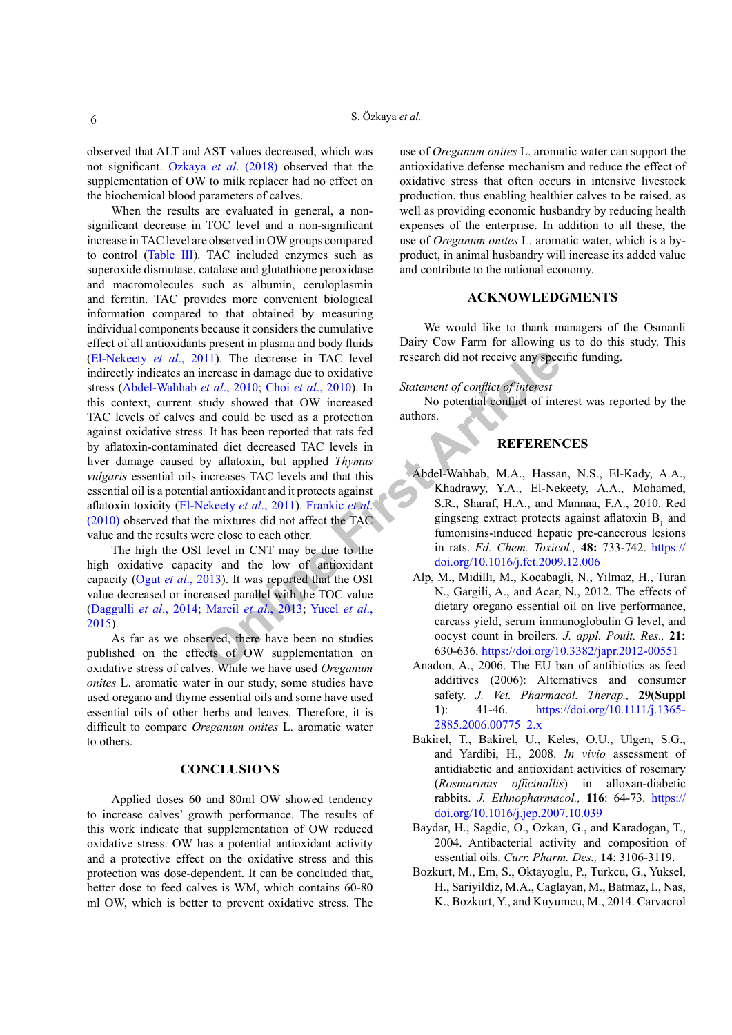observed that ALT and AST values decreased, which was not significant. Ozkaya *et al*. (2018) observed that the supplementation of OW to milk replacer had no effect on the biochemical blood parameters of calves.

When the results are evaluated in general, a non-significant decrease in TOC level and a non-significant increase in TAC level are observed in OW groups compared to control (Table III). TAC included enzymes such as superoxide dismutase, catalase and glutathione peroxidase and macromolecules such as albumin, ceruloplasmin and ferritin. TAC provides more convenient biological information compared to that obtained by measuring individual components because it considers the cumulative effect of all antioxidants present in plasma and body fluids (El-Nekeety *et al*., 2011). The decrease in TAC level indirectly indicates an increase in damage due to oxidative stress (Abdel-Wahhab *et al*., 2010; Choi *et al*., 2010). In this context, current study showed that OW increased TAC levels of calves and could be used as a protection against oxidative stress. It has been reported that rats fed by aflatoxin-contaminated diet decreased TAC levels in liver damage caused by aflatoxin, but applied *Thymus vulgaris* essential oils increases TAC levels and that this essential oil is a potential antioxidant and it protects against aflatoxin toxicity (El-Nekeety *et al*., 2011). Frankic *et al*. (2010) observed that the mixtures did not affect the TAC value and the results were close to each other.

The high the OSI level in CNT may be due to the high oxidative capacity and the low of antioxidant capacity (Ogut *et al*., 2013). It was reported that the OSI value decreased or increased parallel with the TOC value (Daggulli *et al*., 2014; Marcil *et al*., 2013; Yucel *et al*., 2015).

As far as we observed, there have been no studies published on the effects of OW supplementation on oxidative stress of calves. While we have used *Oreganum onites* L. aromatic water in our study, some studies have used oregano and thyme essential oils and some have used essential oils of other herbs and leaves. Therefore, it is difficult to compare *Oreganum onites* L. aromatic water to others.

## CONCLUSIONS

Applied doses 60 and 80ml OW showed tendency to increase calves' growth performance. The results of this work indicate that supplementation of OW reduced oxidative stress. OW has a potential antioxidant activity and a protective effect on the oxidative stress and this protection was dose-dependent. It can be concluded that, better dose to feed calves is WM, which contains 60-80 ml OW, which is better to prevent oxidative stress. The use of *Oreganum onites* L. aromatic water can support the antioxidative defense mechanism and reduce the effect of oxidative stress that often occurs in intensive livestock production, thus enabling healthier calves to be raised, as well as providing economic husbandry by reducing health expenses of the enterprise. In addition to all these, the use of *Oreganum onites* L. aromatic water, which is a by-product, in animal husbandry will increase its added value and contribute to the national economy.

## ACKNOWLEDGMENTS

We would like to thank managers of the Osmanli Dairy Cow Farm for allowing us to do this study. This research did not receive any specific funding.

*Statement of conflict of interest*

No potential conflict of interest was reported by the authors.

## REFERENCES

Abdel-Wahhab, M.A., Hassan, N.S., El-Kady, A.A., Khadrawy, Y.A., El-Nekeety, A.A., Mohamed, S.R., Sharaf, H.A., and Mannaa, F.A., 2010. Red gingseng extract protects against aflatoxin $B_1$ and fumonisins-induced hepatic pre-cancerous lesions in rats. *Fd. Chem. Toxicol.,* **48:** 733-742. https://doi.org/10.1016/j.fct.2009.12.006

Alp, M., Midilli, M., Kocabagli, N., Yilmaz, H., Turan N., Gargili, A., and Acar, N., 2012. The effects of dietary oregano essential oil on live performance, carcass yield, serum immunoglobulin G level, and oocyst count in broilers. *J. appl. Poult. Res.,* **21:** 630-636. https://doi.org/10.3382/japr.2012-00551

Anadon, A., 2006. The EU ban of antibiotics as feed additives (2006): Alternatives and consumer safety. *J. Vet. Pharmacol. Therap.,* **29(Suppl 1)**: 41-46. https://doi.org/10.1111/j.1365-2885.2006.00775_2.x

Bakirel, T., Bakirel, U., Keles, O.U., Ulgen, S.G., and Yardibi, H., 2008. *In vivo* assessment of antidiabetic and antioxidant activities of rosemary (*Rosmarinus officinallis*) in alloxan-diabetic rabbits. *J. Ethnopharmacol.,* **116**: 64-73. https://doi.org/10.1016/j.jep.2007.10.039

Baydar, H., Sagdic, O., Ozkan, G., and Karadogan, T., 2004. Antibacterial activity and composition of essential oils. *Curr. Pharm. Des.,* **14**: 3106-3119.

Bozkurt, M., Em, S., Oktayoglu, P., Turkcu, G., Yuksel, H., Sariyildiz, M.A., Caglayan, M., Batmaz, I., Nas, K., Bozkurt, Y., and Kuyumcu, M., 2014. Carvacrol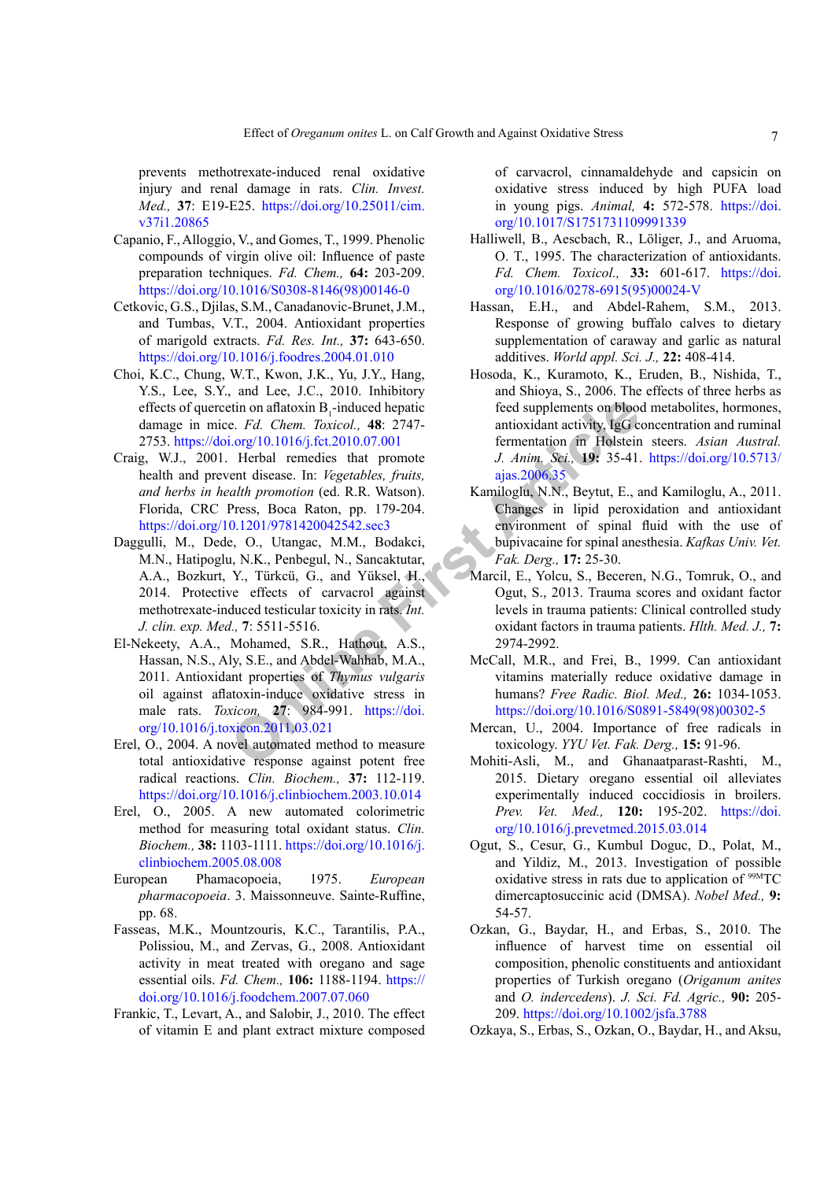prevents methotrexate-induced renal oxidative injury and renal damage in rats. *Clin. Invest. Med.,* **37**: E19-E25. https://doi.org/10.25011/cim.v37i1.20865

Capanio, F., Alloggio, V., and Gomes, T., 1999. Phenolic compounds of virgin olive oil: Influence of paste preparation techniques. *Fd. Chem.,* **64:** 203-209. https://doi.org/10.1016/S0308-8146(98)00146-0

Cetkovic, G.S., Djilas, S.M., Canadanovic-Brunet, J.M., and Tumbas, V.T., 2004. Antioxidant properties of marigold extracts. *Fd. Res. Int.,* **37:** 643-650. https://doi.org/10.1016/j.foodres.2004.01.010

Choi, K.C., Chung, W.T., Kwon, J.K., Yu, J.Y., Hang, Y.S., Lee, S.Y., and Lee, J.C., 2010. Inhibitory effects of quercetin on aflatoxin $B_1$-induced hepatic damage in mice. *Fd. Chem. Toxicol.,* **48**: 2747-2753. https://doi.org/10.1016/j.fct.2010.07.001

Craig, W.J., 2001. Herbal remedies that promote health and prevent disease. In: *Vegetables, fruits, and herbs in health promotion* (ed. R.R. Watson). Florida, CRC Press, Boca Raton, pp. 179-204. https://doi.org/10.1201/9781420042542.sec3

Daggulli, M., Dede, O., Utangac, M.M., Bodakci, M.N., Hatipoglu, N.K., Penbegul, N., Sancaktutar, A.A., Bozkurt, Y., Türkcü, G., and Yüksel, H., 2014. Protective effects of carvacrol against methotrexate-induced testicular toxicity in rats. *Int. J. clin. exp. Med.,* **7**: 5511-5516.

El-Nekeety, A.A., Mohamed, S.R., Hathout, A.S., Hassan, N.S., Aly, S.E., and Abdel-Wahhab, M.A., 2011. Antioxidant properties of *Thymus vulgaris* oil against aflatoxin-induce oxidative stress in male rats. *Toxicon,* **27**: 984-991. https://doi.org/10.1016/j.toxicon.2011.03.021

Erel, O., 2004. A novel automated method to measure total antioxidative response against potent free radical reactions. *Clin. Biochem.,* **37:** 112-119. https://doi.org/10.1016/j.clinbiochem.2003.10.014

Erel, O., 2005. A new automated colorimetric method for measuring total oxidant status. *Clin. Biochem.,* **38:** 1103-1111. https://doi.org/10.1016/j.clinbiochem.2005.08.008

European Phamacopoeia, 1975. *European pharmacopoeia*. 3. Maissonneuve. Sainte-Ruffine, pp. 68.

Fasseas, M.K., Mountzouris, K.C., Tarantilis, P.A., Polissiou, M., and Zervas, G., 2008. Antioxidant activity in meat treated with oregano and sage essential oils. *Fd. Chem.,* **106:** 1188-1194. https://doi.org/10.1016/j.foodchem.2007.07.060

Frankic, T., Levart, A., and Salobir, J., 2010. The effect of vitamin E and plant extract mixture composed of carvacrol, cinnamaldehyde and capsicin on oxidative stress induced by high PUFA load in young pigs. *Animal,* **4:** 572-578. https://doi.org/10.1017/S1751731109991339

Halliwell, B., Aescbach, R., Löliger, J., and Aruoma, O. T., 1995. The characterization of antioxidants. *Fd. Chem. Toxicol.,* **33:** 601-617. https://doi.org/10.1016/0278-6915(95)00024-V

Hassan, E.H., and Abdel-Rahem, S.M., 2013. Response of growing buffalo calves to dietary supplementation of caraway and garlic as natural additives. *World appl. Sci. J.,* **22:** 408-414.

Hosoda, K., Kuramoto, K., Eruden, B., Nishida, T., and Shioya, S., 2006. The effects of three herbs as feed supplements on blood metabolites, hormones, antioxidant activity, IgG concentration and ruminal fermentation in Holstein steers. *Asian Austral. J. Anim. Sci.,* **19:** 35-41. https://doi.org/10.5713/ajas.2006.35

Kamiloglu, N.N., Beytut, E., and Kamiloglu, A., 2011. Changes in lipid peroxidation and antioxidant environment of spinal fluid with the use of bupivacaine for spinal anesthesia. *Kafkas Univ. Vet. Fak. Derg.,* **17:** 25-30.

Marcil, E., Yolcu, S., Beceren, N.G., Tomruk, O., and Ogut, S., 2013. Trauma scores and oxidant factor levels in trauma patients: Clinical controlled study oxidant factors in trauma patients. *Hlth. Med. J.,* **7:** 2974-2992.

McCall, M.R., and Frei, B., 1999. Can antioxidant vitamins materially reduce oxidative damage in humans? *Free Radic. Biol. Med.,* **26:** 1034-1053. https://doi.org/10.1016/S0891-5849(98)00302-5

Mercan, U., 2004. Importance of free radicals in toxicology. *YYU Vet. Fak. Derg.,* **15:** 91-96.

Mohiti-Asli, M., and Ghanaatparast-Rashti, M., 2015. Dietary oregano essential oil alleviates experimentally induced coccidiosis in broilers. *Prev. Vet. Med.,* **120:** 195-202. https://doi.org/10.1016/j.prevetmed.2015.03.014

Ogut, S., Cesur, G., Kumbul Doguc, D., Polat, M., and Yildiz, M., 2013. Investigation of possible oxidative stress in rats due to application of $^{99M}$TC dimercaptosuccinic acid (DMSA). *Nobel Med.,* **9:** 54-57.

Ozkan, G., Baydar, H., and Erbas, S., 2010. The influence of harvest time on essential oil composition, phenolic constituents and antioxidant properties of Turkish oregano (*Origanum anites* and *O. indercedens*). *J. Sci. Fd. Agric.,* **90:** 205-209. https://doi.org/10.1002/jsfa.3788

Ozkaya, S., Erbas, S., Ozkan, O., Baydar, H., and Aksu,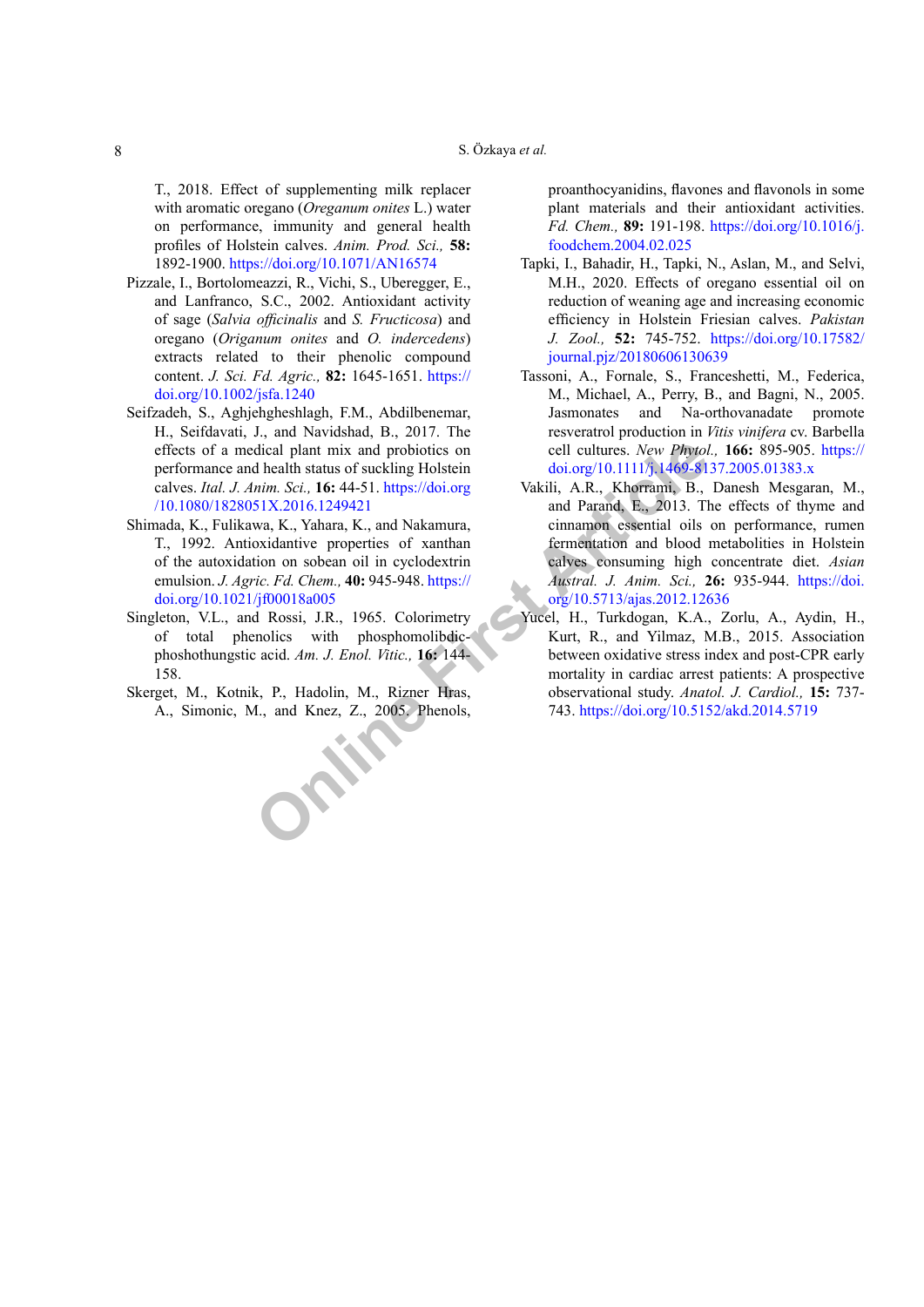T., 2018. Effect of supplementing milk replacer with aromatic oregano (*Oreganum onites* L.) water on performance, immunity and general health profiles of Holstein calves. *Anim. Prod. Sci.,* **58:** 1892-1900. https://doi.org/10.1071/AN16574

Pizzale, I., Bortolomeazzi, R., Vichi, S., Uberegger, E., and Lanfranco, S.C., 2002. Antioxidant activity of sage (*Salvia officinalis* and *S. Fructicosa*) and oregano (*Origanum onites* and *O. indercedens*) extracts related to their phenolic compound content. *J. Sci. Fd. Agric.,* **82:** 1645-1651. https://doi.org/10.1002/jsfa.1240

Seifzadeh, S., Aghjehgheshlagh, F.M., Abdilbenemar, H., Seifdavati, J., and Navidshad, B., 2017. The effects of a medical plant mix and probiotics on performance and health status of suckling Holstein calves. *Ital. J. Anim. Sci.,* **16:** 44-51. https://doi.org/10.1080/1828051X.2016.1249421

Shimada, K., Fulikawa, K., Yahara, K., and Nakamura, T., 1992. Antioxidantive properties of xanthan of the autoxidation on sobean oil in cyclodextrin emulsion. *J. Agric. Fd. Chem.,* **40:** 945-948. https://doi.org/10.1021/jf00018a005

Singleton, V.L., and Rossi, J.R., 1965. Colorimetry of total phenolics with phosphomolibdic-phoshothungstic acid. *Am. J. Enol. Vitic.,* **16:** 144-158.

Skerget, M., Kotnik, P., Hadolin, M., Rizner Hras, A., Simonic, M., and Knez, Z., 2005. Phenols, proanthocyanidins, flavones and flavonols in some plant materials and their antioxidant activities. *Fd. Chem.,* **89:** 191-198. https://doi.org/10.1016/j.foodchem.2004.02.025

Tapki, I., Bahadir, H., Tapki, N., Aslan, M., and Selvi, M.H., 2020. Effects of oregano essential oil on reduction of weaning age and increasing economic efficiency in Holstein Friesian calves. *Pakistan J. Zool.,* **52:** 745-752. https://doi.org/10.17582/journal.pjz/20180606130639

Tassoni, A., Fornale, S., Franceshetti, M., Federica, M., Michael, A., Perry, B., and Bagni, N., 2005. Jasmonates and Na-orthovanadate promote resveratrol production in *Vitis vinifera* cv. Barbella cell cultures. *New Phytol.,* **166:** 895-905. https://doi.org/10.1111/j.1469-8137.2005.01383.x

Vakili, A.R., Khorrami, B., Danesh Mesgaran, M., and Parand, E., 2013. The effects of thyme and cinnamon essential oils on performance, rumen fermentation and blood metabolities in Holstein calves consuming high concentrate diet. *Asian Austral. J. Anim. Sci.,* **26:** 935-944. https://doi.org/10.5713/ajas.2012.12636

Yucel, H., Turkdogan, K.A., Zorlu, A., Aydin, H., Kurt, R., and Yilmaz, M.B., 2015. Association between oxidative stress index and post-CPR early mortality in cardiac arrest patients: A prospective observational study. *Anatol. J. Cardiol.,* **15:** 737-743. https://doi.org/10.5152/akd.2014.5719